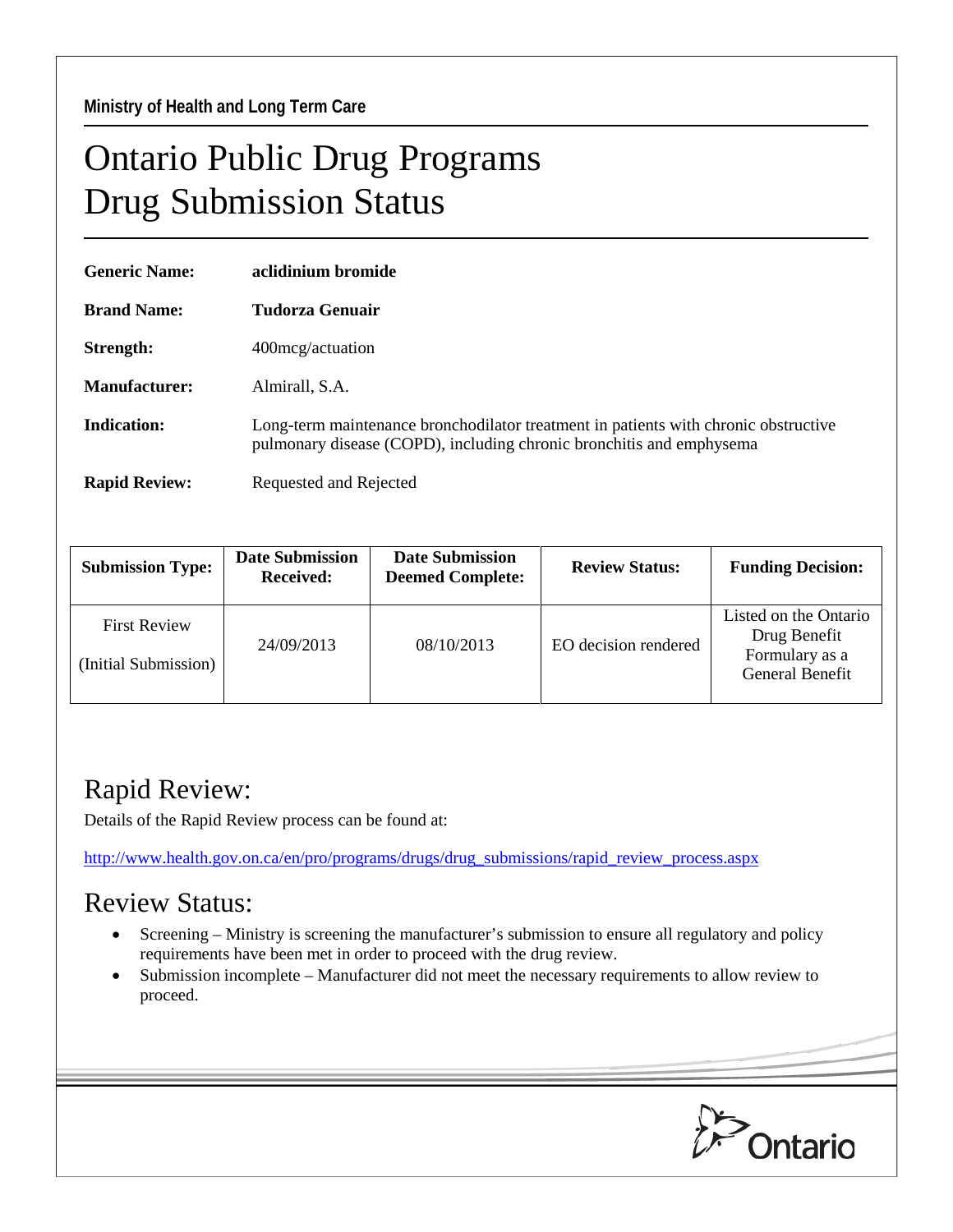Ministry of Health and Long Term Care

# Ontario Public Drug Programs
# Drug Submission Status

**Generic Name:** **aclidinium bromide**

**Brand Name:** **Tudorza Genuair**

**Strength:** 400mcg/actuation

**Manufacturer:** Almirall, S.A.

**Indication:** Long-term maintenance bronchodilator treatment in patients with chronic obstructive pulmonary disease (COPD), including chronic bronchitis and emphysema

**Rapid Review:** Requested and Rejected

| Submission Type: | Date Submission Received: | Date Submission Deemed Complete: | Review Status: | Funding Decision: |
|---|---|---|---|---|
| First Review (Initial Submission) | 24/09/2013 | 08/10/2013 | EO decision rendered | Listed on the Ontario Drug Benefit Formulary as a General Benefit |

## Rapid Review:

Details of the Rapid Review process can be found at:

http://www.health.gov.on.ca/en/pro/programs/drugs/drug_submissions/rapid_review_process.aspx

## Review Status:

- Screening – Ministry is screening the manufacturer's submission to ensure all regulatory and policy requirements have been met in order to proceed with the drug review.
- Submission incomplete – Manufacturer did not meet the necessary requirements to allow review to proceed.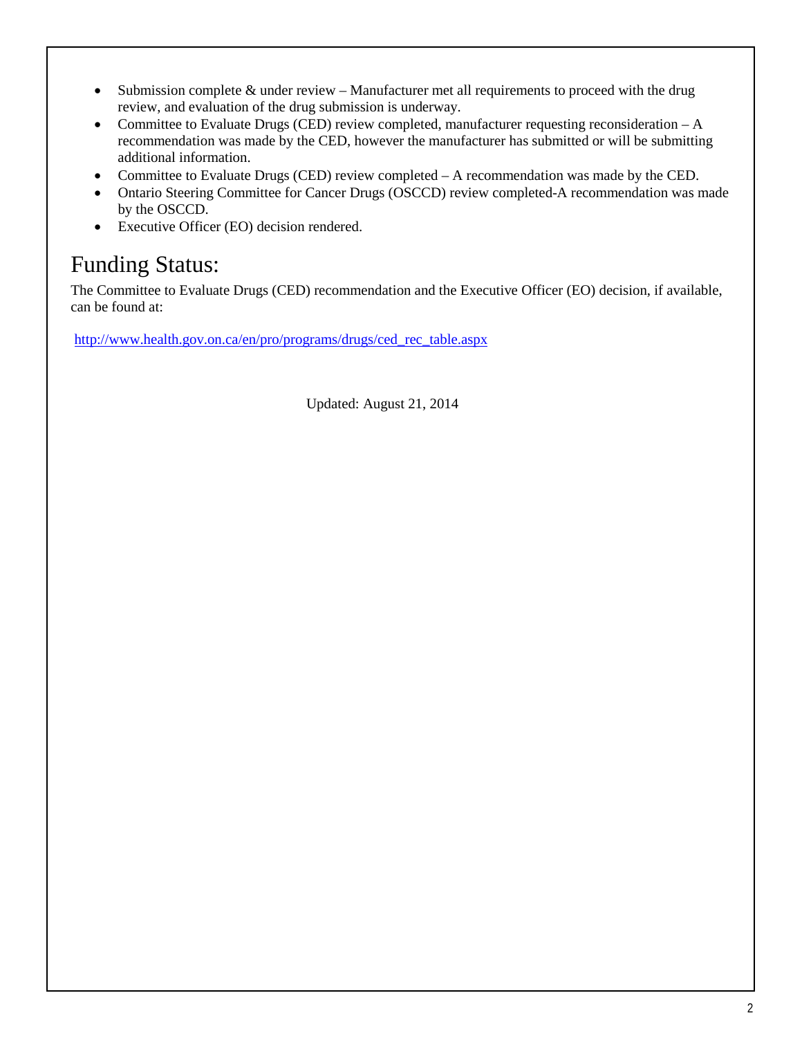- Submission complete & under review – Manufacturer met all requirements to proceed with the drug review, and evaluation of the drug submission is underway.
- Committee to Evaluate Drugs (CED) review completed, manufacturer requesting reconsideration – A recommendation was made by the CED, however the manufacturer has submitted or will be submitting additional information.
- Committee to Evaluate Drugs (CED) review completed – A recommendation was made by the CED.
- Ontario Steering Committee for Cancer Drugs (OSCCD) review completed-A recommendation was made by the OSCCD.
- Executive Officer (EO) decision rendered.

# Funding Status:

The Committee to Evaluate Drugs (CED) recommendation and the Executive Officer (EO) decision, if available, can be found at:

http://www.health.gov.on.ca/en/pro/programs/drugs/ced_rec_table.aspx

Updated: August 21, 2014